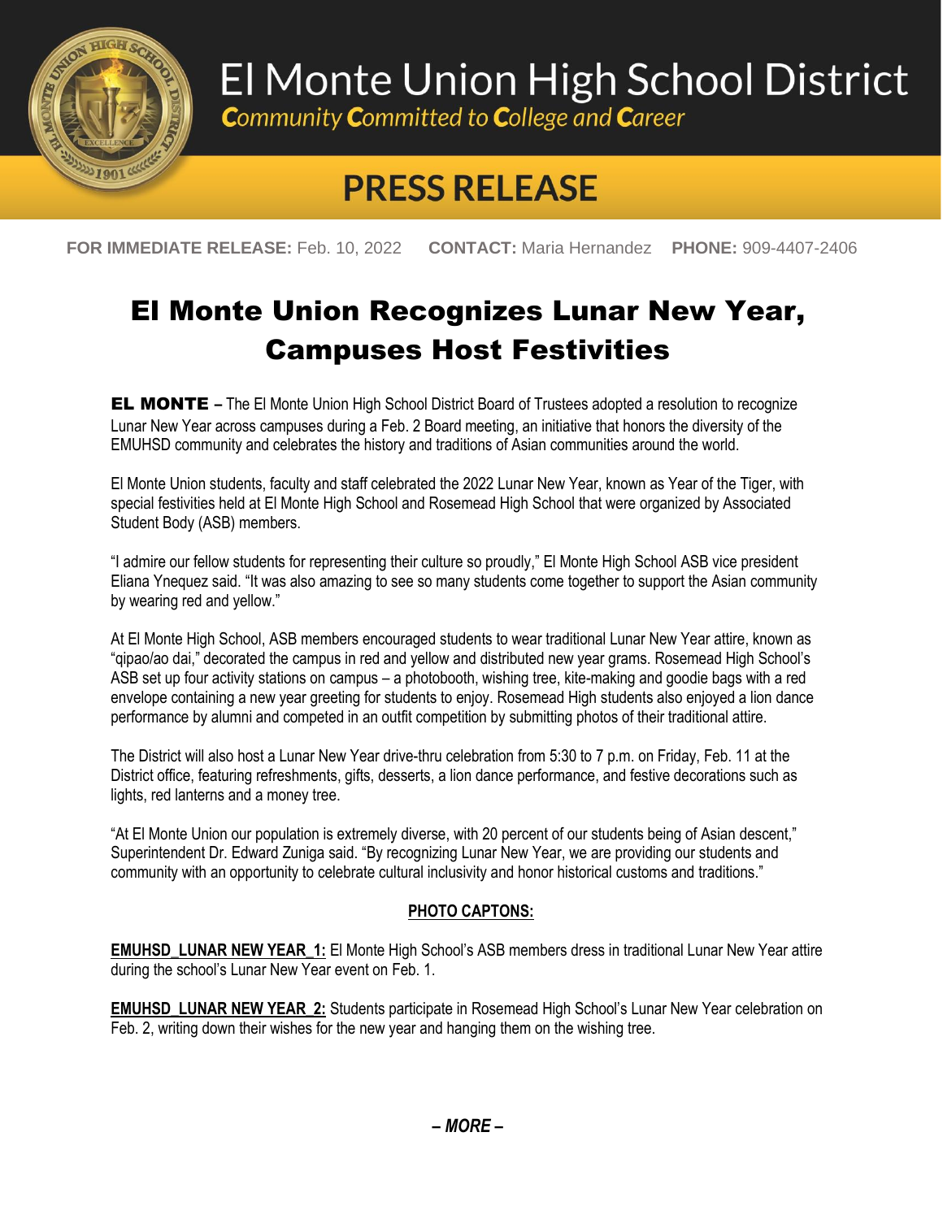# El Monte Union High School District

*Community Committed to College and Career*

## PRESS RELEASE

**FOR IMMEDIATE RELEASE:** Feb. 10, 2022 **CONTACT:** Maria Hernandez **PHONE:** 909-4407-2406

# El Monte Union Recognizes Lunar New Year, Campuses Host Festivities

**EL MONTE –** The El Monte Union High School District Board of Trustees adopted a resolution to recognize Lunar New Year across campuses during a Feb. 2 Board meeting, an initiative that honors the diversity of the EMUHSD community and celebrates the history and traditions of Asian communities around the world.

El Monte Union students, faculty and staff celebrated the 2022 Lunar New Year, known as Year of the Tiger, with special festivities held at El Monte High School and Rosemead High School that were organized by Associated Student Body (ASB) members.

"I admire our fellow students for representing their culture so proudly," El Monte High School ASB vice president Eliana Ynequez said. "It was also amazing to see so many students come together to support the Asian community by wearing red and yellow."

At El Monte High School, ASB members encouraged students to wear traditional Lunar New Year attire, known as "qipao/ao dai," decorated the campus in red and yellow and distributed new year grams. Rosemead High School's ASB set up four activity stations on campus – a photobooth, wishing tree, kite-making and goodie bags with a red envelope containing a new year greeting for students to enjoy. Rosemead High students also enjoyed a lion dance performance by alumni and competed in an outfit competition by submitting photos of their traditional attire.

The District will also host a Lunar New Year drive-thru celebration from 5:30 to 7 p.m. on Friday, Feb. 11 at the District office, featuring refreshments, gifts, desserts, a lion dance performance, and festive decorations such as lights, red lanterns and a money tree.

"At El Monte Union our population is extremely diverse, with 20 percent of our students being of Asian descent," Superintendent Dr. Edward Zuniga said. "By recognizing Lunar New Year, we are providing our students and community with an opportunity to celebrate cultural inclusivity and honor historical customs and traditions."

**PHOTO CAPTONS:**

**EMUHSD_LUNAR NEW YEAR_1:** El Monte High School's ASB members dress in traditional Lunar New Year attire during the school's Lunar New Year event on Feb. 1.

**EMUHSD_LUNAR NEW YEAR_2:** Students participate in Rosemead High School's Lunar New Year celebration on Feb. 2, writing down their wishes for the new year and hanging them on the wishing tree.

***– MORE –***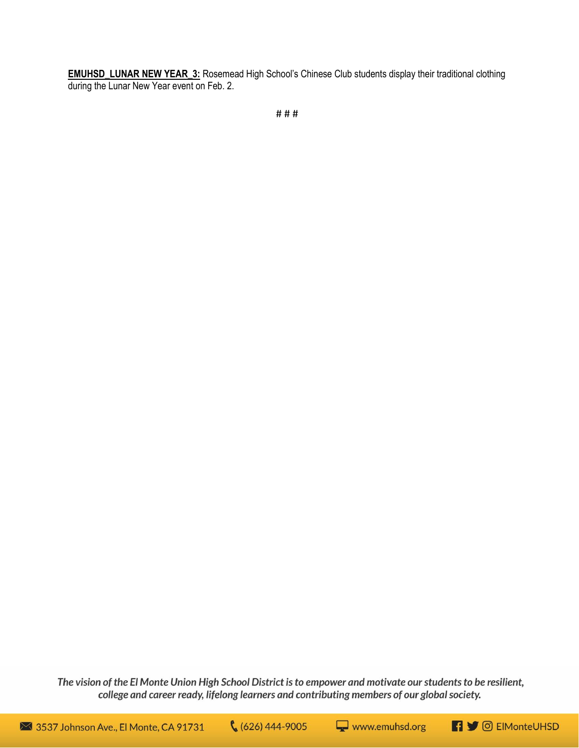**EMUHSD_LUNAR NEW YEAR_3:** Rosemead High School's Chinese Club students display their traditional clothing during the Lunar New Year event on Feb. 2.

# # #

*The vision of the El Monte Union High School District is to empower and motivate our students to be resilient, college and career ready, lifelong learners and contributing members of our global society.*

3537 Johnson Ave., El Monte, CA 91731 (626) 444-9005 www.emuhsd.org ElMonteUHSD